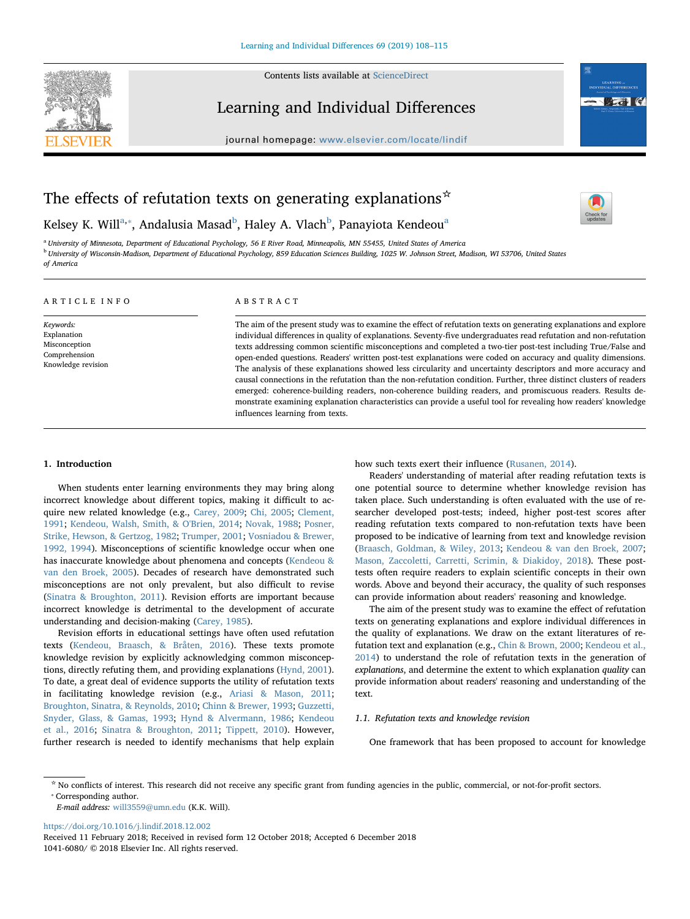# The effects of refutation texts on generating explanations☆

Kelsey K. Will[a,*], Andalusia Masad[b], Haley A. Vlach[b], Panayiota Kendeou[a]

[a] University of Minnesota, Department of Educational Psychology, 56 E River Road, Minneapolis, MN 55455, United States of America

[b] University of Wisconsin-Madison, Department of Educational Psychology, 859 Education Sciences Building, 1025 W. Johnson Street, Madison, WI 53706, United States of America

## ARTICLE INFO

*Keywords:*
Explanation
Misconception
Comprehension
Knowledge revision

## ABSTRACT

The aim of the present study was to examine the effect of refutation texts on generating explanations and explore individual differences in quality of explanations. Seventy-five undergraduates read refutation and non-refutation texts addressing common scientific misconceptions and completed a two-tier post-test including True/False and open-ended questions. Readers' written post-test explanations were coded on accuracy and quality dimensions. The analysis of these explanations showed less circularity and uncertainty descriptors and more accuracy and causal connections in the refutation than the non-refutation condition. Further, three distinct clusters of readers emerged: coherence-building readers, non-coherence building readers, and promiscuous readers. Results demonstrate examining explanation characteristics can provide a useful tool for revealing how readers' knowledge influences learning from texts.

## 1. Introduction

When students enter learning environments they may bring along incorrect knowledge about different topics, making it difficult to acquire new related knowledge (e.g., Carey, 2009; Chi, 2005; Clement, 1991; Kendeou, Walsh, Smith, & O'Brien, 2014; Novak, 1988; Posner, Strike, Hewson, & Gertzog, 1982; Trumper, 2001; Vosniadou & Brewer, 1992, 1994). Misconceptions of scientific knowledge occur when one has inaccurate knowledge about phenomena and concepts (Kendeou & van den Broek, 2005). Decades of research have demonstrated such misconceptions are not only prevalent, but also difficult to revise (Sinatra & Broughton, 2011). Revision efforts are important because incorrect knowledge is detrimental to the development of accurate understanding and decision-making (Carey, 1985).

Revision efforts in educational settings have often used refutation texts (Kendeou, Braasch, & Bråten, 2016). These texts promote knowledge revision by explicitly acknowledging common misconceptions, directly refuting them, and providing explanations (Hynd, 2001). To date, a great deal of evidence supports the utility of refutation texts in facilitating knowledge revision (e.g., Ariasi & Mason, 2011; Broughton, Sinatra, & Reynolds, 2010; Chinn & Brewer, 1993; Guzzetti, Snyder, Glass, & Gamas, 1993; Hynd & Alvermann, 1986; Kendeou et al., 2016; Sinatra & Broughton, 2011; Tippett, 2010). However, further research is needed to identify mechanisms that help explain how such texts exert their influence (Rusanen, 2014).

Readers' understanding of material after reading refutation texts is one potential source to determine whether knowledge revision has taken place. Such understanding is often evaluated with the use of researcher developed post-tests; indeed, higher post-test scores after reading refutation texts compared to non-refutation texts have been proposed to be indicative of learning from text and knowledge revision (Braasch, Goldman, & Wiley, 2013; Kendeou & van den Broek, 2007; Mason, Zaccoletti, Carretti, Scrimin, & Diakidoy, 2018). These post-tests often require readers to explain scientific concepts in their own words. Above and beyond their accuracy, the quality of such responses can provide information about readers' reasoning and knowledge.

The aim of the present study was to examine the effect of refutation texts on generating explanations and explore individual differences in the quality of explanations. We draw on the extant literatures of refutation text and explanation (e.g., Chin & Brown, 2000; Kendeou et al., 2014) to understand the role of refutation texts in the generation of *explanations*, and determine the extent to which explanation *quality* can provide information about readers' reasoning and understanding of the text.

### 1.1. Refutation texts and knowledge revision

One framework that has been proposed to account for knowledge

☆ No conflicts of interest. This research did not receive any specific grant from funding agencies in the public, commercial, or not-for-profit sectors.

* Corresponding author.

*E-mail address:* will3559@umn.edu (K.K. Will).

https://doi.org/10.1016/j.lindif.2018.12.002

Received 11 February 2018; Received in revised form 12 October 2018; Accepted 6 December 2018

1041-6080/ © 2018 Elsevier Inc. All rights reserved.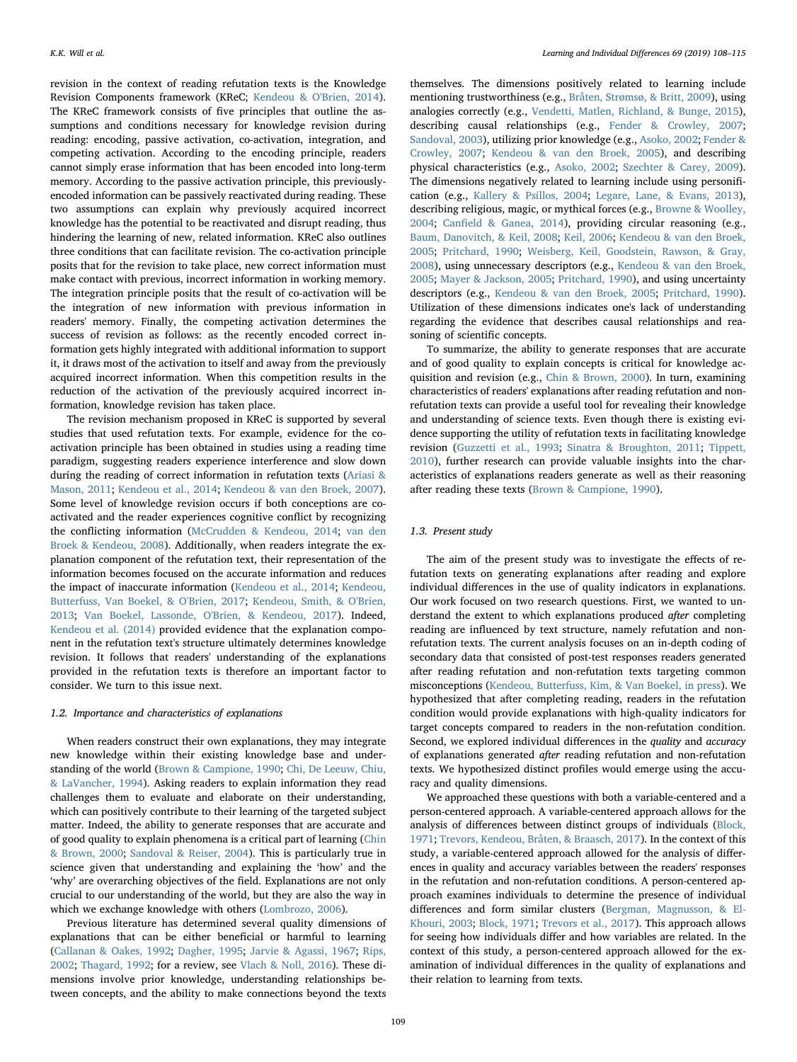revision in the context of reading refutation texts is the Knowledge Revision Components framework (KReC; Kendeou & O'Brien, 2014). The KReC framework consists of five principles that outline the assumptions and conditions necessary for knowledge revision during reading: encoding, passive activation, co-activation, integration, and competing activation. According to the encoding principle, readers cannot simply erase information that has been encoded into long-term memory. According to the passive activation principle, this previously-encoded information can be passively reactivated during reading. These two assumptions can explain why previously acquired incorrect knowledge has the potential to be reactivated and disrupt reading, thus hindering the learning of new, related information. KReC also outlines three conditions that can facilitate revision. The co-activation principle posits that for the revision to take place, new correct information must make contact with previous, incorrect information in working memory. The integration principle posits that the result of co-activation will be the integration of new information with previous information in readers' memory. Finally, the competing activation determines the success of revision as follows: as the recently encoded correct information gets highly integrated with additional information to support it, it draws most of the activation to itself and away from the previously acquired incorrect information. When this competition results in the reduction of the activation of the previously acquired incorrect information, knowledge revision has taken place.

The revision mechanism proposed in KReC is supported by several studies that used refutation texts. For example, evidence for the co-activation principle has been obtained in studies using a reading time paradigm, suggesting readers experience interference and slow down during the reading of correct information in refutation texts (Ariasi & Mason, 2011; Kendeou et al., 2014; Kendeou & van den Broek, 2007). Some level of knowledge revision occurs if both conceptions are co-activated and the reader experiences cognitive conflict by recognizing the conflicting information (McCrudden & Kendeou, 2014; van den Broek & Kendeou, 2008). Additionally, when readers integrate the explanation component of the refutation text, their representation of the information becomes focused on the accurate information and reduces the impact of inaccurate information (Kendeou et al., 2014; Kendeou, Butterfuss, Van Boekel, & O'Brien, 2017; Kendeou, Smith, & O'Brien, 2013; Van Boekel, Lassonde, O'Brien, & Kendeou, 2017). Indeed, Kendeou et al. (2014) provided evidence that the explanation component in the refutation text's structure ultimately determines knowledge revision. It follows that readers' understanding of the explanations provided in the refutation texts is therefore an important factor to consider. We turn to this issue next.

### 1.2. Importance and characteristics of explanations

When readers construct their own explanations, they may integrate new knowledge within their existing knowledge base and understanding of the world (Brown & Campione, 1990; Chi, De Leeuw, Chiu, & LaVancher, 1994). Asking readers to explain information they read challenges them to evaluate and elaborate on their understanding, which can positively contribute to their learning of the targeted subject matter. Indeed, the ability to generate responses that are accurate and of good quality to explain phenomena is a critical part of learning (Chin & Brown, 2000; Sandoval & Reiser, 2004). This is particularly true in science given that understanding and explaining the 'how' and the 'why' are overarching objectives of the field. Explanations are not only crucial to our understanding of the world, but they are also the way in which we exchange knowledge with others (Lombrozo, 2006).

Previous literature has determined several quality dimensions of explanations that can be either beneficial or harmful to learning (Callanan & Oakes, 1992; Dagher, 1995; Jarvie & Agassi, 1967; Rips, 2002; Thagard, 1992; for a review, see Vlach & Noll, 2016). These dimensions involve prior knowledge, understanding relationships between concepts, and the ability to make connections beyond the texts themselves. The dimensions positively related to learning include mentioning trustworthiness (e.g., Bråten, Strømsø, & Britt, 2009), using analogies correctly (e.g., Vendetti, Matlen, Richland, & Bunge, 2015), describing causal relationships (e.g., Fender & Crowley, 2007; Sandoval, 2003), utilizing prior knowledge (e.g., Asoko, 2002; Fender & Crowley, 2007; Kendeou & van den Broek, 2005), and describing physical characteristics (e.g., Asoko, 2002; Szechter & Carey, 2009). The dimensions negatively related to learning include using personification (e.g., Kallery & Psillos, 2004; Legare, Lane, & Evans, 2013), describing religious, magic, or mythical forces (e.g., Browne & Woolley, 2004; Canfield & Ganea, 2014), providing circular reasoning (e.g., Baum, Danovitch, & Keil, 2008; Keil, 2006; Kendeou & van den Broek, 2005; Pritchard, 1990; Weisberg, Keil, Goodstein, Rawson, & Gray, 2008), using unnecessary descriptors (e.g., Kendeou & van den Broek, 2005; Mayer & Jackson, 2005; Pritchard, 1990), and using uncertainty descriptors (e.g., Kendeou & van den Broek, 2005; Pritchard, 1990). Utilization of these dimensions indicates one's lack of understanding regarding the evidence that describes causal relationships and reasoning of scientific concepts.

To summarize, the ability to generate responses that are accurate and of good quality to explain concepts is critical for knowledge acquisition and revision (e.g., Chin & Brown, 2000). In turn, examining characteristics of readers' explanations after reading refutation and non-refutation texts can provide a useful tool for revealing their knowledge and understanding of science texts. Even though there is existing evidence supporting the utility of refutation texts in facilitating knowledge revision (Guzzetti et al., 1993; Sinatra & Broughton, 2011; Tippett, 2010), further research can provide valuable insights into the characteristics of explanations readers generate as well as their reasoning after reading these texts (Brown & Campione, 1990).

### 1.3. Present study

The aim of the present study was to investigate the effects of refutation texts on generating explanations after reading and explore individual differences in the use of quality indicators in explanations. Our work focused on two research questions. First, we wanted to understand the extent to which explanations produced *after* completing reading are influenced by text structure, namely refutation and non-refutation texts. The current analysis focuses on an in-depth coding of secondary data that consisted of post-test responses readers generated after reading refutation and non-refutation texts targeting common misconceptions (Kendeou, Butterfuss, Kim, & Van Boekel, in press). We hypothesized that after completing reading, readers in the refutation condition would provide explanations with high-quality indicators for target concepts compared to readers in the non-refutation condition. Second, we explored individual differences in the *quality* and *accuracy* of explanations generated *after* reading refutation and non-refutation texts. We hypothesized distinct profiles would emerge using the accuracy and quality dimensions.

We approached these questions with both a variable-centered and a person-centered approach. A variable-centered approach allows for the analysis of differences between distinct groups of individuals (Block, 1971; Trevors, Kendeou, Bråten, & Braasch, 2017). In the context of this study, a variable-centered approach allowed for the analysis of differences in quality and accuracy variables between the readers' responses in the refutation and non-refutation conditions. A person-centered approach examines individuals to determine the presence of individual differences and form similar clusters (Bergman, Magnusson, & El-Khouri, 2003; Block, 1971; Trevors et al., 2017). This approach allows for seeing how individuals differ and how variables are related. In the context of this study, a person-centered approach allowed for the examination of individual differences in the quality of explanations and their relation to learning from texts.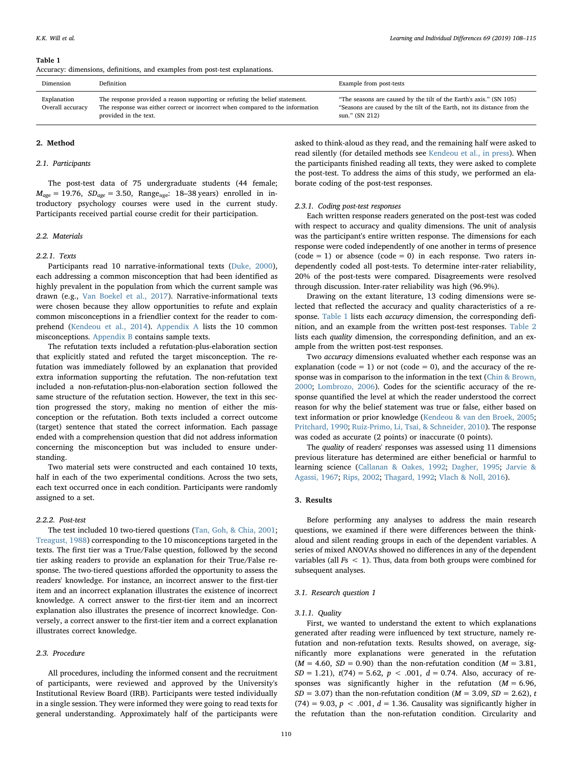**Table 1**
Accuracy: dimensions, definitions, and examples from post-test explanations.

| Dimension | Definition | Example from post-tests |
| --- | --- | --- |
| Explanation | The response provided a reason supporting or refuting the belief statement. | "The seasons are caused by the tilt of the Earth's axis." (SN 105) |
| Overall accuracy | The response was either correct or incorrect when compared to the information provided in the text. | "Seasons are caused by the tilt of the Earth, not its distance from the sun." (SN 212) |

## 2. Method

### 2.1. Participants

The post-test data of 75 undergraduate students (44 female; $M_{age}$ = 19.76, $SD_{age}$ = 3.50, $Range_{age}$: 18–38 years) enrolled in introductory psychology courses were used in the current study. Participants received partial course credit for their participation.

### 2.2. Materials

#### 2.2.1. Texts

Participants read 10 narrative-informational texts (Duke, 2000), each addressing a common misconception that had been identified as highly prevalent in the population from which the current sample was drawn (e.g., Van Boekel et al., 2017). Narrative-informational texts were chosen because they allow opportunities to refute and explain common misconceptions in a friendlier context for the reader to comprehend (Kendeou et al., 2014). Appendix A lists the 10 common misconceptions. Appendix B contains sample texts.

The refutation texts included a refutation-plus-elaboration section that explicitly stated and refuted the target misconception. The refutation was immediately followed by an explanation that provided extra information supporting the refutation. The non-refutation text included a non-refutation-plus-non-elaboration section followed the same structure of the refutation section. However, the text in this section progressed the story, making no mention of either the misconception or the refutation. Both texts included a correct outcome (target) sentence that stated the correct information. Each passage ended with a comprehension question that did not address information concerning the misconception but was included to ensure understanding.

Two material sets were constructed and each contained 10 texts, half in each of the two experimental conditions. Across the two sets, each text occurred once in each condition. Participants were randomly assigned to a set.

#### 2.2.2. Post-test

The test included 10 two-tiered questions (Tan, Goh, & Chia, 2001; Treagust, 1988) corresponding to the 10 misconceptions targeted in the texts. The first tier was a True/False question, followed by the second tier asking readers to provide an explanation for their True/False response. The two-tiered questions afforded the opportunity to assess the readers' knowledge. For instance, an incorrect answer to the first-tier item and an incorrect explanation illustrates the existence of incorrect knowledge. A correct answer to the first-tier item and an incorrect explanation also illustrates the presence of incorrect knowledge. Conversely, a correct answer to the first-tier item and a correct explanation illustrates correct knowledge.

### 2.3. Procedure

All procedures, including the informed consent and the recruitment of participants, were reviewed and approved by the University's Institutional Review Board (IRB). Participants were tested individually in a single session. They were informed they were going to read texts for general understanding. Approximately half of the participants were asked to think-aloud as they read, and the remaining half were asked to read silently (for detailed methods see Kendeou et al., in press). When the participants finished reading all texts, they were asked to complete the post-test. To address the aims of this study, we performed an elaborate coding of the post-test responses.

#### 2.3.1. Coding post-test responses

Each written response readers generated on the post-test was coded with respect to accuracy and quality dimensions. The unit of analysis was the participant's entire written response. The dimensions for each response were coded independently of one another in terms of presence (code = 1) or absence (code = 0) in each response. Two raters independently coded all post-tests. To determine inter-rater reliability, 20% of the post-tests were compared. Disagreements were resolved through discussion. Inter-rater reliability was high (96.9%).

Drawing on the extant literature, 13 coding dimensions were selected that reflected the accuracy and quality characteristics of a response. Table 1 lists each *accuracy* dimension, the corresponding definition, and an example from the written post-test responses. Table 2 lists each *quality* dimension, the corresponding definition, and an example from the written post-test responses.

Two *accuracy* dimensions evaluated whether each response was an explanation (code = 1) or not (code = 0), and the accuracy of the response was in comparison to the information in the text (Chin & Brown, 2000; Lombrozo, 2006). Codes for the scientific accuracy of the response quantified the level at which the reader understood the correct reason for why the belief statement was true or false, either based on text information or prior knowledge (Kendeou & van den Broek, 2005; Pritchard, 1990; Ruiz-Primo, Li, Tsai, & Schneider, 2010). The response was coded as accurate (2 points) or inaccurate (0 points).

The *quality* of readers' responses was assessed using 11 dimensions previous literature has determined are either beneficial or harmful to learning science (Callanan & Oakes, 1992; Dagher, 1995; Jarvie & Agassi, 1967; Rips, 2002; Thagard, 1992; Vlach & Noll, 2016).

## 3. Results

Before performing any analyses to address the main research questions, we examined if there were differences between the think-aloud and silent reading groups in each of the dependent variables. A series of mixed ANOVAs showed no differences in any of the dependent variables (all $Fs < 1$). Thus, data from both groups were combined for subsequent analyses.

### 3.1. Research question 1

#### 3.1.1. Quality

First, we wanted to understand the extent to which explanations generated after reading were influenced by text structure, namely refutation and non-refutation texts. Results showed, on average, significantly more explanations were generated in the refutation ($M = 4.60$, $SD = 0.90$) than the non-refutation condition ($M = 3.81$, $SD = 1.21$), $t(74) = 5.62$, $p < .001$, $d = 0.74$. Also, accuracy of responses was significantly higher in the refutation ($M = 6.96$, $SD = 3.07$) than the non-refutation condition ($M = 3.09$, $SD = 2.62$), $t(74) = 9.03$, $p < .001$, $d = 1.36$. Causality was significantly higher in the refutation than the non-refutation condition. Circularity and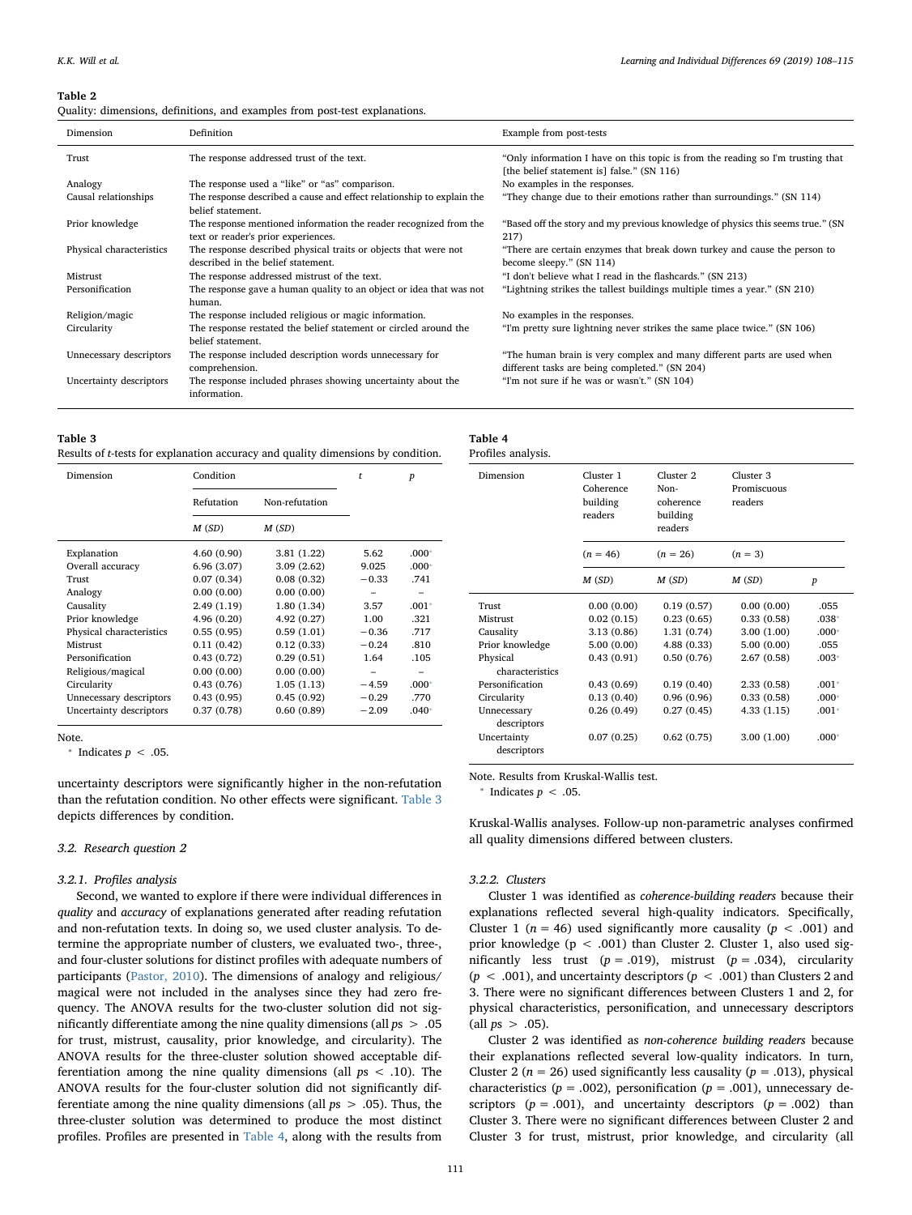**Table 2**
Quality: dimensions, definitions, and examples from post-test explanations.

| Dimension | Definition | Example from post-tests |
|---|---|---|
| Trust | The response addressed trust of the text. | "Only information I have on this topic is from the reading so I'm trusting that [the belief statement is] false." (SN 116) |
| Analogy | The response used a "like" or "as" comparison. | No examples in the responses. |
| Causal relationships | The response described a cause and effect relationship to explain the belief statement. | "They change due to their emotions rather than surroundings." (SN 114) |
| Prior knowledge | The response mentioned information the reader recognized from the text or reader's prior experiences. | "Based off the story and my previous knowledge of physics this seems true." (SN 217) |
| Physical characteristics | The response described physical traits or objects that were not described in the belief statement. | "There are certain enzymes that break down turkey and cause the person to become sleepy." (SN 114) |
| Mistrust | The response addressed mistrust of the text. | "I don't believe what I read in the flashcards." (SN 213) |
| Personification | The response gave a human quality to an object or idea that was not human. | "Lightning strikes the tallest buildings multiple times a year." (SN 210) |
| Religion/magic | The response included religious or magic information. | No examples in the responses. |
| Circularity | The response restated the belief statement or circled around the belief statement. | "I'm pretty sure lightning never strikes the same place twice." (SN 106) |
| Unnecessary descriptors | The response included description words unnecessary for comprehension. | "The human brain is very complex and many different parts are used when different tasks are being completed." (SN 204) |
| Uncertainty descriptors | The response included phrases showing uncertainty about the information. | "I'm not sure if he was or wasn't." (SN 104) |

**Table 3**
Results of *t*-tests for explanation accuracy and quality dimensions by condition.

| Dimension | Condition | | *t* | *p* |
|---|---|---|---|---|
| | Refutation | Non-refutation | | |
| | *M* (*SD*) | *M* (*SD*) | | |
| Explanation | 4.60 (0.90) | 3.81 (1.22) | 5.62 | .000* |
| Overall accuracy | 6.96 (3.07) | 3.09 (2.62) | 9.025 | .000* |
| Trust | 0.07 (0.34) | 0.08 (0.32) | −0.33 | .741 |
| Analogy | 0.00 (0.00) | 0.00 (0.00) | – | – |
| Causality | 2.49 (1.19) | 1.80 (1.34) | 3.57 | .001* |
| Prior knowledge | 4.96 (0.20) | 4.92 (0.27) | 1.00 | .321 |
| Physical characteristics | 0.55 (0.95) | 0.59 (1.01) | −0.36 | .717 |
| Mistrust | 0.11 (0.42) | 0.12 (0.33) | −0.24 | .810 |
| Personification | 0.43 (0.72) | 0.29 (0.51) | 1.64 | .105 |
| Religious/magical | 0.00 (0.00) | 0.00 (0.00) | – | – |
| Circularity | 0.43 (0.76) | 1.05 (1.13) | −4.59 | .000* |
| Unnecessary descriptors | 0.43 (0.95) | 0.45 (0.92) | −0.29 | .770 |
| Uncertainty descriptors | 0.37 (0.78) | 0.60 (0.89) | −2.09 | .040* |

Note.
* Indicates $p < .05$.

uncertainty descriptors were significantly higher in the non-refutation than the refutation condition. No other effects were significant. Table 3 depicts differences by condition.

### 3.2. Research question 2

#### 3.2.1. Profiles analysis

Second, we wanted to explore if there were individual differences in *quality* and *accuracy* of explanations generated after reading refutation and non-refutation texts. In doing so, we used cluster analysis. To determine the appropriate number of clusters, we evaluated two-, three-, and four-cluster solutions for distinct profiles with adequate numbers of participants (Pastor, 2010). The dimensions of analogy and religious/magical were not included in the analyses since they had zero frequency. The ANOVA results for the two-cluster solution did not significantly differentiate among the nine quality dimensions (all $ps > .05$ for trust, mistrust, causality, prior knowledge, and circularity). The ANOVA results for the three-cluster solution showed acceptable differentiation among the nine quality dimensions (all $ps < .10$). The ANOVA results for the four-cluster solution did not significantly differentiate among the nine quality dimensions (all $ps > .05$). Thus, the three-cluster solution was determined to produce the most distinct profiles. Profiles are presented in Table 4, along with the results from Kruskal-Wallis analyses. Follow-up non-parametric analyses confirmed all quality dimensions differed between clusters.

**Table 4**
Profiles analysis.

| Dimension | Cluster 1 Coherence building readers | Cluster 2 Non-coherence building readers | Cluster 3 Promiscuous readers | |
|---|---|---|---|---|
| | (*n* = 46) | (*n* = 26) | (*n* = 3) | |
| | *M* (*SD*) | *M* (*SD*) | *M* (*SD*) | *p* |
| Trust | 0.00 (0.00) | 0.19 (0.57) | 0.00 (0.00) | .055 |
| Mistrust | 0.02 (0.15) | 0.23 (0.65) | 0.33 (0.58) | .038* |
| Causality | 3.13 (0.86) | 1.31 (0.74) | 3.00 (1.00) | .000* |
| Prior knowledge | 5.00 (0.00) | 4.88 (0.33) | 5.00 (0.00) | .055 |
| Physical characteristics | 0.43 (0.91) | 0.50 (0.76) | 2.67 (0.58) | .003* |
| Personification | 0.43 (0.69) | 0.19 (0.40) | 2.33 (0.58) | .001* |
| Circularity | 0.13 (0.40) | 0.96 (0.96) | 0.33 (0.58) | .000* |
| Unnecessary descriptors | 0.26 (0.49) | 0.27 (0.45) | 4.33 (1.15) | .001* |
| Uncertainty descriptors | 0.07 (0.25) | 0.62 (0.75) | 3.00 (1.00) | .000* |

Note. Results from Kruskal-Wallis test.
* Indicates $p < .05$.

#### 3.2.2. Clusters

Cluster 1 was identified as *coherence-building readers* because their explanations reflected several high-quality indicators. Specifically, Cluster 1 ($n = 46$) used significantly more causality ($p < .001$) and prior knowledge ($p < .001$) than Cluster 2. Cluster 1, also used significantly less trust ($p = .019$), mistrust ($p = .034$), circularity ($p < .001$), and uncertainty descriptors ($p < .001$) than Clusters 2 and 3. There were no significant differences between Clusters 1 and 2, for physical characteristics, personification, and unnecessary descriptors (all $ps > .05$).

Cluster 2 was identified as *non-coherence building readers* because their explanations reflected several low-quality indicators. In turn, Cluster 2 ($n = 26$) used significantly less causality ($p = .013$), physical characteristics ($p = .002$), personification ($p = .001$), unnecessary descriptors ($p = .001$), and uncertainty descriptors ($p = .002$) than Cluster 3. There were no significant differences between Cluster 2 and Cluster 3 for trust, mistrust, prior knowledge, and circularity (all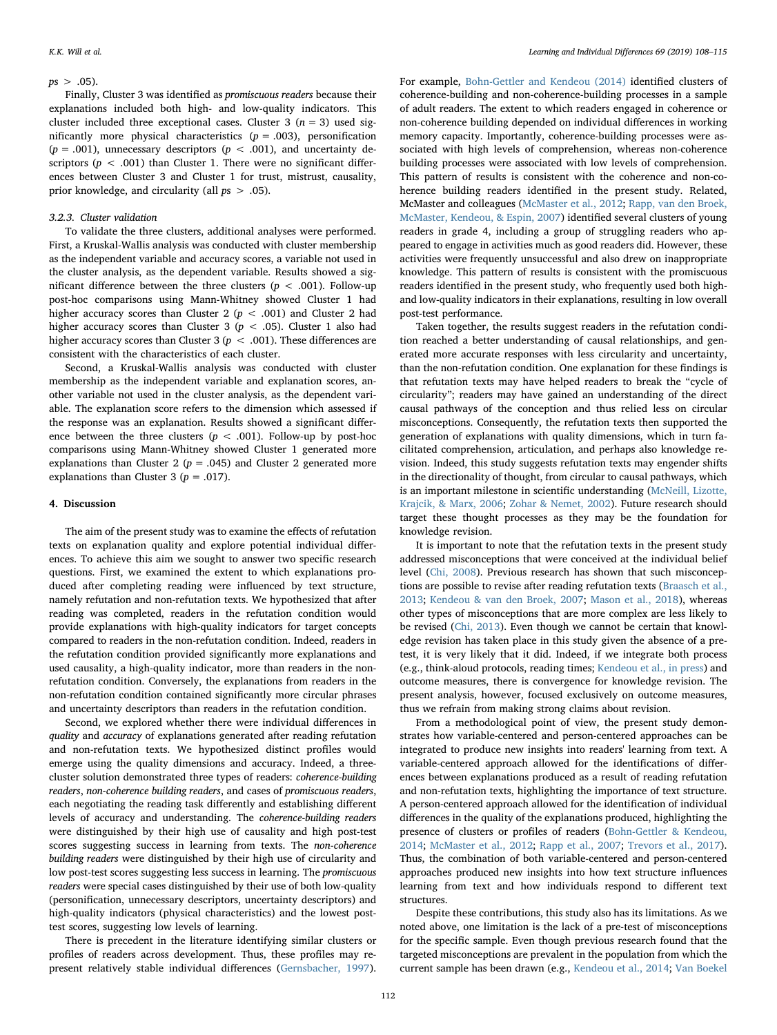$ps > .05$).

Finally, Cluster 3 was identified as *promiscuous readers* because their explanations included both high- and low-quality indicators. This cluster included three exceptional cases. Cluster 3 ($n = 3$) used significantly more physical characteristics ($p = .003$), personification ($p = .001$), unnecessary descriptors ($p < .001$), and uncertainty descriptors ($p < .001$) than Cluster 1. There were no significant differences between Cluster 3 and Cluster 1 for trust, mistrust, causality, prior knowledge, and circularity (all $ps > .05$).

#### 3.2.3. Cluster validation

To validate the three clusters, additional analyses were performed. First, a Kruskal-Wallis analysis was conducted with cluster membership as the independent variable and accuracy scores, a variable not used in the cluster analysis, as the dependent variable. Results showed a significant difference between the three clusters ($p < .001$). Follow-up post-hoc comparisons using Mann-Whitney showed Cluster 1 had higher accuracy scores than Cluster 2 ($p < .001$) and Cluster 2 had higher accuracy scores than Cluster 3 ($p < .05$). Cluster 1 also had higher accuracy scores than Cluster 3 ($p < .001$). These differences are consistent with the characteristics of each cluster.

Second, a Kruskal-Wallis analysis was conducted with cluster membership as the independent variable and explanation scores, another variable not used in the cluster analysis, as the dependent variable. The explanation score refers to the dimension which assessed if the response was an explanation. Results showed a significant difference between the three clusters ($p < .001$). Follow-up by post-hoc comparisons using Mann-Whitney showed Cluster 1 generated more explanations than Cluster 2 ($p = .045$) and Cluster 2 generated more explanations than Cluster 3 ($p = .017$).

## 4. Discussion

The aim of the present study was to examine the effects of refutation texts on explanation quality and explore potential individual differences. To achieve this aim we sought to answer two specific research questions. First, we examined the extent to which explanations produced after completing reading were influenced by text structure, namely refutation and non-refutation texts. We hypothesized that after reading was completed, readers in the refutation condition would provide explanations with high-quality indicators for target concepts compared to readers in the non-refutation condition. Indeed, readers in the refutation condition provided significantly more explanations and used causality, a high-quality indicator, more than readers in the non-refutation condition. Conversely, the explanations from readers in the non-refutation condition contained significantly more circular phrases and uncertainty descriptors than readers in the refutation condition.

Second, we explored whether there were individual differences in *quality* and *accuracy* of explanations generated after reading refutation and non-refutation texts. We hypothesized distinct profiles would emerge using the quality dimensions and accuracy. Indeed, a three-cluster solution demonstrated three types of readers: *coherence-building readers*, *non-coherence building readers*, and cases of *promiscuous readers*, each negotiating the reading task differently and establishing different levels of accuracy and understanding. The *coherence-building readers* were distinguished by their high use of causality and high post-test scores suggesting success in learning from texts. The *non-coherence building readers* were distinguished by their high use of circularity and low post-test scores suggesting less success in learning. The *promiscuous readers* were special cases distinguished by their use of both low-quality (personification, unnecessary descriptors, uncertainty descriptors) and high-quality indicators (physical characteristics) and the lowest post-test scores, suggesting low levels of learning.

There is precedent in the literature identifying similar clusters or profiles of readers across development. Thus, these profiles may represent relatively stable individual differences (Gernsbacher, 1997). For example, Bohn-Gettler and Kendeou (2014) identified clusters of coherence-building and non-coherence-building processes in a sample of adult readers. The extent to which readers engaged in coherence or non-coherence building depended on individual differences in working memory capacity. Importantly, coherence-building processes were associated with high levels of comprehension, whereas non-coherence building processes were associated with low levels of comprehension. This pattern of results is consistent with the coherence and non-coherence building readers identified in the present study. Related, McMaster and colleagues (McMaster et al., 2012; Rapp, van den Broek, McMaster, Kendeou, & Espin, 2007) identified several clusters of young readers in grade 4, including a group of struggling readers who appeared to engage in activities much as good readers did. However, these activities were frequently unsuccessful and also drew on inappropriate knowledge. This pattern of results is consistent with the promiscuous readers identified in the present study, who frequently used both high- and low-quality indicators in their explanations, resulting in low overall post-test performance.

Taken together, the results suggest readers in the refutation condition reached a better understanding of causal relationships, and generated more accurate responses with less circularity and uncertainty, than the non-refutation condition. One explanation for these findings is that refutation texts may have helped readers to break the "cycle of circularity"; readers may have gained an understanding of the direct causal pathways of the conception and thus relied less on circular misconceptions. Consequently, the refutation texts then supported the generation of explanations with quality dimensions, which in turn facilitated comprehension, articulation, and perhaps also knowledge revision. Indeed, this study suggests refutation texts may engender shifts in the directionality of thought, from circular to causal pathways, which is an important milestone in scientific understanding (McNeill, Lizotte, Krajcik, & Marx, 2006; Zohar & Nemet, 2002). Future research should target these thought processes as they may be the foundation for knowledge revision.

It is important to note that the refutation texts in the present study addressed misconceptions that were conceived at the individual belief level (Chi, 2008). Previous research has shown that such misconceptions are possible to revise after reading refutation texts (Braasch et al., 2013; Kendeou & van den Broek, 2007; Mason et al., 2018), whereas other types of misconceptions that are more complex are less likely to be revised (Chi, 2013). Even though we cannot be certain that knowledge revision has taken place in this study given the absence of a pre-test, it is very likely that it did. Indeed, if we integrate both process (e.g., think-aloud protocols, reading times; Kendeou et al., in press) and outcome measures, there is convergence for knowledge revision. The present analysis, however, focused exclusively on outcome measures, thus we refrain from making strong claims about revision.

From a methodological point of view, the present study demonstrates how variable-centered and person-centered approaches can be integrated to produce new insights into readers' learning from text. A variable-centered approach allowed for the identifications of differences between explanations produced as a result of reading refutation and non-refutation texts, highlighting the importance of text structure. A person-centered approach allowed for the identification of individual differences in the quality of the explanations produced, highlighting the presence of clusters or profiles of readers (Bohn-Gettler & Kendeou, 2014; McMaster et al., 2012; Rapp et al., 2007; Trevors et al., 2017). Thus, the combination of both variable-centered and person-centered approaches produced new insights into how text structure influences learning from text and how individuals respond to different text structures.

Despite these contributions, this study also has its limitations. As we noted above, one limitation is the lack of a pre-test of misconceptions for the specific sample. Even though previous research found that the targeted misconceptions are prevalent in the population from which the current sample has been drawn (e.g., Kendeou et al., 2014; Van Boekel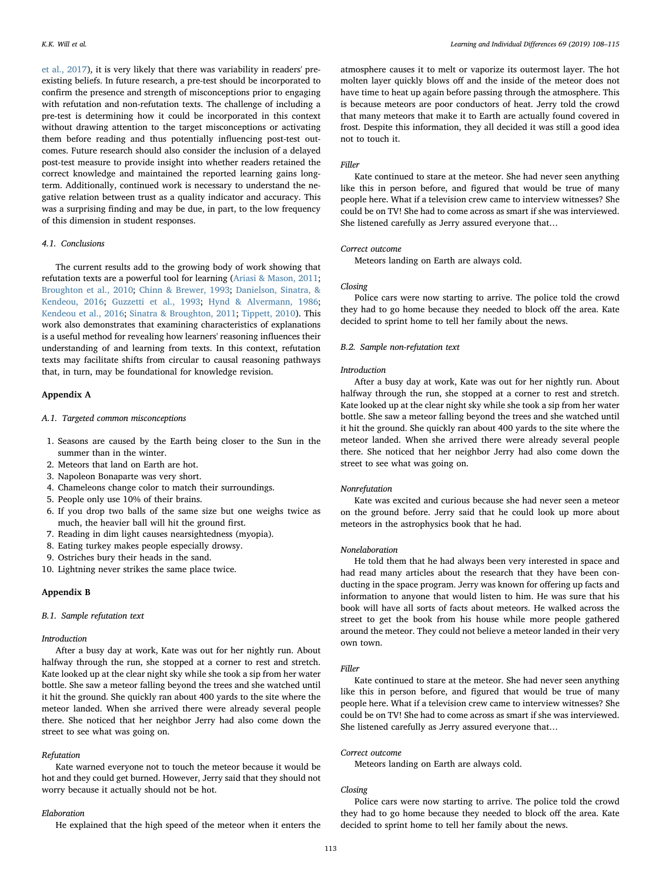et al., 2017), it is very likely that there was variability in readers' preexisting beliefs. In future research, a pre-test should be incorporated to confirm the presence and strength of misconceptions prior to engaging with refutation and non-refutation texts. The challenge of including a pre-test is determining how it could be incorporated in this context without drawing attention to the target misconceptions or activating them before reading and thus potentially influencing post-test outcomes. Future research should also consider the inclusion of a delayed post-test measure to provide insight into whether readers retained the correct knowledge and maintained the reported learning gains long-term. Additionally, continued work is necessary to understand the negative relation between trust as a quality indicator and accuracy. This was a surprising finding and may be due, in part, to the low frequency of this dimension in student responses.

### 4.1. Conclusions

The current results add to the growing body of work showing that refutation texts are a powerful tool for learning (Ariasi & Mason, 2011; Broughton et al., 2010; Chinn & Brewer, 1993; Danielson, Sinatra, & Kendeou, 2016; Guzzetti et al., 1993; Hynd & Alvermann, 1986; Kendeou et al., 2016; Sinatra & Broughton, 2011; Tippett, 2010). This work also demonstrates that examining characteristics of explanations is a useful method for revealing how learners' reasoning influences their understanding of and learning from texts. In this context, refutation texts may facilitate shifts from circular to causal reasoning pathways that, in turn, may be foundational for knowledge revision.

## Appendix A

### A.1. Targeted common misconceptions

1. Seasons are caused by the Earth being closer to the Sun in the summer than in the winter.
2. Meteors that land on Earth are hot.
3. Napoleon Bonaparte was very short.
4. Chameleons change color to match their surroundings.
5. People only use 10% of their brains.
6. If you drop two balls of the same size but one weighs twice as much, the heavier ball will hit the ground first.
7. Reading in dim light causes nearsightedness (myopia).
8. Eating turkey makes people especially drowsy.
9. Ostriches bury their heads in the sand.
10. Lightning never strikes the same place twice.

## Appendix B

### B.1. Sample refutation text

*Introduction*

After a busy day at work, Kate was out for her nightly run. About halfway through the run, she stopped at a corner to rest and stretch. Kate looked up at the clear night sky while she took a sip from her water bottle. She saw a meteor falling beyond the trees and she watched until it hit the ground. She quickly ran about 400 yards to the site where the meteor landed. When she arrived there were already several people there. She noticed that her neighbor Jerry had also come down the street to see what was going on.

*Refutation*

Kate warned everyone not to touch the meteor because it would be hot and they could get burned. However, Jerry said that they should not worry because it actually should not be hot.

*Elaboration*

He explained that the high speed of the meteor when it enters the atmosphere causes it to melt or vaporize its outermost layer. The hot molten layer quickly blows off and the inside of the meteor does not have time to heat up again before passing through the atmosphere. This is because meteors are poor conductors of heat. Jerry told the crowd that many meteors that make it to Earth are actually found covered in frost. Despite this information, they all decided it was still a good idea not to touch it.

*Filler*

Kate continued to stare at the meteor. She had never seen anything like this in person before, and figured that would be true of many people here. What if a television crew came to interview witnesses? She could be on TV! She had to come across as smart if she was interviewed. She listened carefully as Jerry assured everyone that…

*Correct outcome*

Meteors landing on Earth are always cold.

*Closing*

Police cars were now starting to arrive. The police told the crowd they had to go home because they needed to block off the area. Kate decided to sprint home to tell her family about the news.

### B.2. Sample non-refutation text

*Introduction*

After a busy day at work, Kate was out for her nightly run. About halfway through the run, she stopped at a corner to rest and stretch. Kate looked up at the clear night sky while she took a sip from her water bottle. She saw a meteor falling beyond the trees and she watched until it hit the ground. She quickly ran about 400 yards to the site where the meteor landed. When she arrived there were already several people there. She noticed that her neighbor Jerry had also come down the street to see what was going on.

*Nonrefutation*

Kate was excited and curious because she had never seen a meteor on the ground before. Jerry said that he could look up more about meteors in the astrophysics book that he had.

*Nonelaboration*

He told them that he had always been very interested in space and had read many articles about the research that they have been conducting in the space program. Jerry was known for offering up facts and information to anyone that would listen to him. He was sure that his book will have all sorts of facts about meteors. He walked across the street to get the book from his house while more people gathered around the meteor. They could not believe a meteor landed in their very own town.

*Filler*

Kate continued to stare at the meteor. She had never seen anything like this in person before, and figured that would be true of many people here. What if a television crew came to interview witnesses? She could be on TV! She had to come across as smart if she was interviewed. She listened carefully as Jerry assured everyone that…

*Correct outcome*

Meteors landing on Earth are always cold.

*Closing*

Police cars were now starting to arrive. The police told the crowd they had to go home because they needed to block off the area. Kate decided to sprint home to tell her family about the news.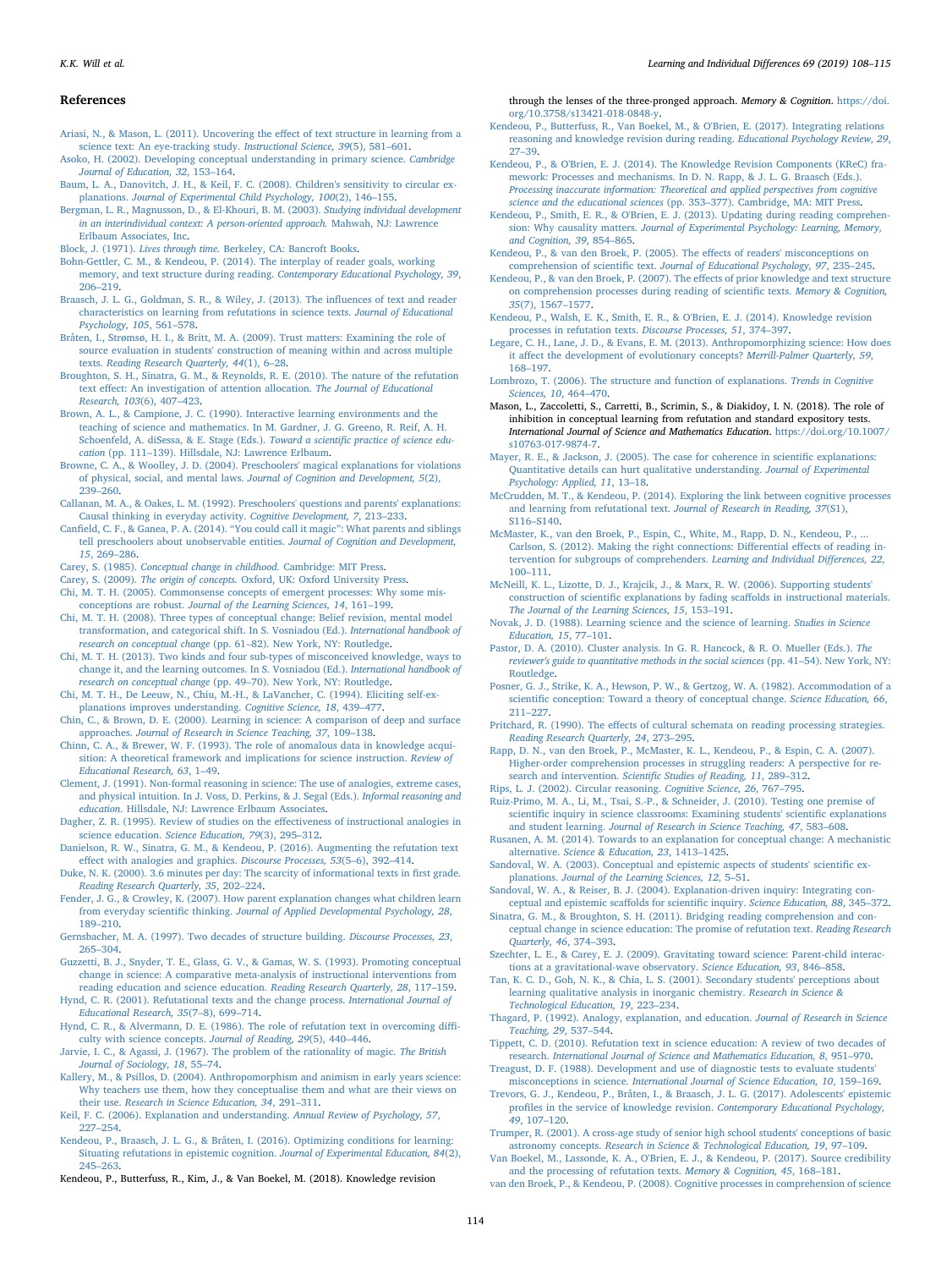## References

Ariasi, N., & Mason, L. (2011). Uncovering the effect of text structure in learning from a science text: An eye-tracking study. *Instructional Science, 39*(5), 581–601.

Asoko, H. (2002). Developing conceptual understanding in primary science. *Cambridge Journal of Education, 32*, 153–164.

Baum, L. A., Danovitch, J. H., & Keil, F. C. (2008). Children's sensitivity to circular explanations. *Journal of Experimental Child Psychology, 100*(2), 146–155.

Bergman, L. R., Magnusson, D., & El-Khouri, B. M. (2003). *Studying individual development in an interindividual context: A person-oriented approach.* Mahwah, NJ: Lawrence Erlbaum Associates, Inc.

Block, J. (1971). *Lives through time.* Berkeley, CA: Bancroft Books.

Bohn-Gettler, C. M., & Kendeou, P. (2014). The interplay of reader goals, working memory, and text structure during reading. *Contemporary Educational Psychology, 39*, 206–219.

Braasch, J. L. G., Goldman, S. R., & Wiley, J. (2013). The influences of text and reader characteristics on learning from refutations in science texts. *Journal of Educational Psychology, 105*, 561–578.

Bråten, I., Strømsø, H. I., & Britt, M. A. (2009). Trust matters: Examining the role of source evaluation in students' construction of meaning within and across multiple texts. *Reading Research Quarterly, 44*(1), 6–28.

Broughton, S. H., Sinatra, G. M., & Reynolds, R. E. (2010). The nature of the refutation text effect: An investigation of attention allocation. *The Journal of Educational Research, 103*(6), 407–423.

Brown, A. L., & Campione, J. C. (1990). Interactive learning environments and the teaching of science and mathematics. In M. Gardner, J. G. Greeno, R. Reif, A. H. Schoenfeld, A. diSessa, & E. Stage (Eds.). *Toward a scientific practice of science education* (pp. 111–139). Hillsdale, NJ: Lawrence Erlbaum.

Browne, C. A., & Woolley, J. D. (2004). Preschoolers' magical explanations for violations of physical, social, and mental laws. *Journal of Cognition and Development, 5*(2), 239–260.

Callanan, M. A., & Oakes, L. M. (1992). Preschoolers' questions and parents' explanations: Causal thinking in everyday activity. *Cognitive Development, 7*, 213–233.

Canfield, C. F., & Ganea, P. A. (2014). "You could call it magic": What parents and siblings tell preschoolers about unobservable entities. *Journal of Cognition and Development, 15*, 269–286.

Carey, S. (1985). *Conceptual change in childhood.* Cambridge: MIT Press.

Carey, S. (2009). *The origin of concepts.* Oxford, UK: Oxford University Press.

Chi, M. T. H. (2005). Commonsense concepts of emergent processes: Why some misconceptions are robust. *Journal of the Learning Sciences, 14*, 161–199.

Chi, M. T. H. (2008). Three types of conceptual change: Belief revision, mental model transformation, and categorical shift. In S. Vosniadou (Ed.). *International handbook of research on conceptual change* (pp. 61–82). New York, NY: Routledge.

Chi, M. T. H. (2013). Two kinds and four sub-types of misconceived knowledge, ways to change it, and the learning outcomes. In S. Vosniadou (Ed.). *International handbook of research on conceptual change* (pp. 49–70). New York, NY: Routledge.

Chi, M. T. H., De Leeuw, N., Chiu, M.-H., & LaVancher, C. (1994). Eliciting self-explanations improves understanding. *Cognitive Science, 18*, 439–477.

Chin, C., & Brown, D. E. (2000). Learning in science: A comparison of deep and surface approaches. *Journal of Research in Science Teaching, 37*, 109–138.

Chinn, C. A., & Brewer, W. F. (1993). The role of anomalous data in knowledge acquisition: A theoretical framework and implications for science instruction. *Review of Educational Research, 63*, 1–49.

Clement, J. (1991). Non-formal reasoning in science: The use of analogies, extreme cases, and physical intuition. In J. Voss, D. Perkins, & J. Segal (Eds.). *Informal reasoning and education.* Hillsdale, NJ: Lawrence Erlbaum Associates.

Dagher, Z. R. (1995). Review of studies on the effectiveness of instructional analogies in science education. *Science Education, 79*(3), 295–312.

Danielson, R. W., Sinatra, G. M., & Kendeou, P. (2016). Augmenting the refutation text effect with analogies and graphics. *Discourse Processes, 53*(5–6), 392–414.

Duke, N. K. (2000). 3.6 minutes per day: The scarcity of informational texts in first grade. *Reading Research Quarterly, 35*, 202–224.

Fender, J. G., & Crowley, K. (2007). How parent explanation changes what children learn from everyday scientific thinking. *Journal of Applied Developmental Psychology, 28*, 189–210.

Gernsbacher, M. A. (1997). Two decades of structure building. *Discourse Processes, 23*, 265–304.

Guzzetti, B. J., Snyder, T. E., Glass, G. V., & Gamas, W. S. (1993). Promoting conceptual change in science: A comparative meta-analysis of instructional interventions from reading education and science education. *Reading Research Quarterly, 28*, 117–159.

Hynd, C. R. (2001). Refutational texts and the change process. *International Journal of Educational Research, 35*(7–8), 699–714.

Hynd, C. R., & Alvermann, D. E. (1986). The role of refutation text in overcoming difficulty with science concepts. *Journal of Reading, 29*(5), 440–446.

Jarvie, I. C., & Agassi, J. (1967). The problem of the rationality of magic. *The British Journal of Sociology, 18*, 55–74.

Kallery, M., & Psillos, D. (2004). Anthropomorphism and animism in early years science: Why teachers use them, how they conceptualise them and what are their views on their use. *Research in Science Education, 34*, 291–311.

Keil, F. C. (2006). Explanation and understanding. *Annual Review of Psychology, 57*, 227–254.

Kendeou, P., Braasch, J. L. G., & Bråten, I. (2016). Optimizing conditions for learning: Situating refutations in epistemic cognition. *Journal of Experimental Education, 84*(2), 245–263.

Kendeou, P., Butterfuss, R., Kim, J., & Van Boekel, M. (2018). Knowledge revision through the lenses of the three-pronged approach. *Memory & Cognition.* https://doi.org/10.3758/s13421-018-0848-y.

Kendeou, P., Butterfuss, R., Van Boekel, M., & O'Brien, E. (2017). Integrating relations reasoning and knowledge revision during reading. *Educational Psychology Review, 29*, 27–39.

Kendeou, P., & O'Brien, E. J. (2014). The Knowledge Revision Components (KReC) framework: Processes and mechanisms. In D. N. Rapp, & J. L. G. Braasch (Eds.). *Processing inaccurate information: Theoretical and applied perspectives from cognitive science and the educational sciences* (pp. 353–377). Cambridge, MA: MIT Press.

Kendeou, P., Smith, E. R., & O'Brien, E. J. (2013). Updating during reading comprehension: Why causality matters. *Journal of Experimental Psychology: Learning, Memory, and Cognition, 39*, 854–865.

Kendeou, P., & van den Broek, P. (2005). The effects of readers' misconceptions on comprehension of scientific text. *Journal of Educational Psychology, 97*, 235–245.

Kendeou, P., & van den Broek, P. (2007). The effects of prior knowledge and text structure on comprehension processes during reading of scientific texts. *Memory & Cognition, 35*(7), 1567–1577.

Kendeou, P., Walsh, E. K., Smith, E. R., & O'Brien, E. J. (2014). Knowledge revision processes in refutation texts. *Discourse Processes, 51*, 374–397.

Legare, C. H., Lane, J. D., & Evans, E. M. (2013). Anthropomorphizing science: How does it affect the development of evolutionary concepts? *Merrill-Palmer Quarterly, 59*, 168–197.

Lombrozo, T. (2006). The structure and function of explanations. *Trends in Cognitive Sciences, 10*, 464–470.

Mason, L., Zaccoletti, S., Carretti, B., Scrimin, S., & Diakidoy, I. N. (2018). The role of inhibition in conceptual learning from refutation and standard expository tests. *International Journal of Science and Mathematics Education.* https://doi.org/10.1007/s10763-017-9874-7.

Mayer, R. E., & Jackson, J. (2005). The case for coherence in scientific explanations: Quantitative details can hurt qualitative understanding. *Journal of Experimental Psychology: Applied, 11*, 13–18.

McCrudden, M. T., & Kendeou, P. (2014). Exploring the link between cognitive processes and learning from refutational text. *Journal of Research in Reading, 37*(S1), S116–S140.

McMaster, K., van den Broek, P., Espin, C., White, M., Rapp, D. N., Kendeou, P., ... Carlson, S. (2012). Making the right connections: Differential effects of reading intervention for subgroups of comprehenders. *Learning and Individual Differences, 22*, 100–111.

McNeill, K. L., Lizotte, D. J., Krajcik, J., & Marx, R. W. (2006). Supporting students' construction of scientific explanations by fading scaffolds in instructional materials. *The Journal of the Learning Sciences, 15*, 153–191.

Novak, J. D. (1988). Learning science and the science of learning. *Studies in Science Education, 15*, 77–101.

Pastor, D. A. (2010). Cluster analysis. In G. R. Hancock, & R. O. Mueller (Eds.). *The reviewer's guide to quantitative methods in the social sciences* (pp. 41–54). New York, NY: Routledge.

Posner, G. J., Strike, K. A., Hewson, P. W., & Gertzog, W. A. (1982). Accommodation of a scientific conception: Toward a theory of conceptual change. *Science Education, 66*, 211–227.

Pritchard, R. (1990). The effects of cultural schemata on reading processing strategies. *Reading Research Quarterly, 24*, 273–295.

Rapp, D. N., van den Broek, P., McMaster, K. L., Kendeou, P., & Espin, C. A. (2007). Higher-order comprehension processes in struggling readers: A perspective for research and intervention. *Scientific Studies of Reading, 11*, 289–312.

Rips, L. J. (2002). Circular reasoning. *Cognitive Science, 26*, 767–795.

Ruiz-Primo, M. A., Li, M., Tsai, S.-P., & Schneider, J. (2010). Testing one premise of scientific inquiry in science classrooms: Examining students' scientific explanations and student learning. *Journal of Research in Science Teaching, 47*, 583–608.

Rusanen, A. M. (2014). Towards to an explanation for conceptual change: A mechanistic alternative. *Science & Education, 23*, 1413–1425.

Sandoval, W. A. (2003). Conceptual and epistemic aspects of students' scientific explanations. *Journal of the Learning Sciences, 12*, 5–51.

Sandoval, W. A., & Reiser, B. J. (2004). Explanation-driven inquiry: Integrating conceptual and epistemic scaffolds for scientific inquiry. *Science Education, 88*, 345–372.

Sinatra, G. M., & Broughton, S. H. (2011). Bridging reading comprehension and conceptual change in science education: The promise of refutation text. *Reading Research Quarterly, 46*, 374–393.

Szechter, L. E., & Carey, E. J. (2009). Gravitating toward science: Parent-child interactions at a gravitational-wave observatory. *Science Education, 93*, 846–858.

Tan, K. C. D., Goh, N. K., & Chia, L. S. (2001). Secondary students' perceptions about learning qualitative analysis in inorganic chemistry. *Research in Science & Technological Education, 19*, 223–234.

Thagard, P. (1992). Analogy, explanation, and education. *Journal of Research in Science Teaching, 29*, 537–544.

Tippett, C. D. (2010). Refutation text in science education: A review of two decades of research. *International Journal of Science and Mathematics Education, 8*, 951–970.

Treagust, D. F. (1988). Development and use of diagnostic tests to evaluate students' misconceptions in science. *International Journal of Science Education, 10*, 159–169.

Trevors, G. J., Kendeou, P., Bråten, I., & Braasch, J. L. G. (2017). Adolescents' epistemic profiles in the service of knowledge revision. *Contemporary Educational Psychology, 49*, 107–120.

Trumper, R. (2001). A cross-age study of senior high school students' conceptions of basic astronomy concepts. *Research in Science & Technological Education, 19*, 97–109.

Van Boekel, M., Lassonde, K. A., O'Brien, E. J., & Kendeou, P. (2017). Source credibility and the processing of refutation texts. *Memory & Cognition, 45*, 168–181.

van den Broek, P., & Kendeou, P. (2008). Cognitive processes in comprehension of science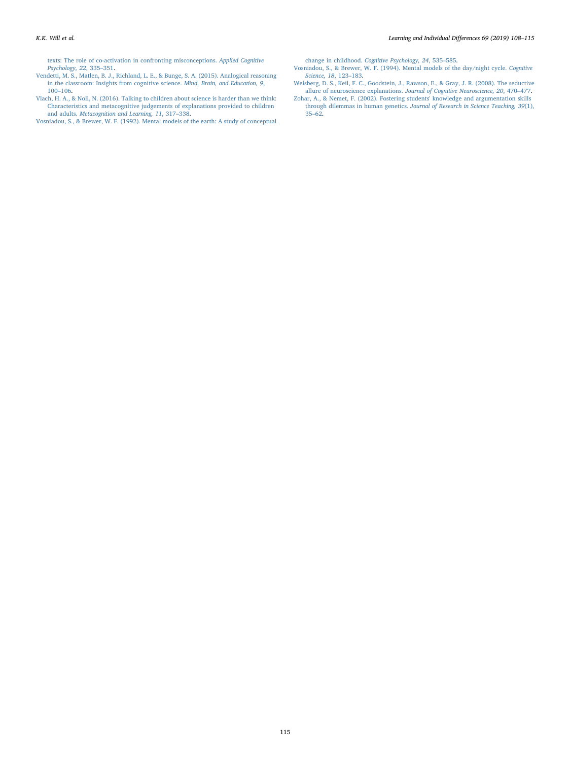texts: The role of co-activation in confronting misconceptions. *Applied Cognitive Psychology, 22*, 335–351.

Vendetti, M. S., Matlen, B. J., Richland, L. E., & Bunge, S. A. (2015). Analogical reasoning in the classroom: Insights from cognitive science. *Mind, Brain, and Education, 9*, 100–106.

Vlach, H. A., & Noll, N. (2016). Talking to children about science is harder than we think: Characteristics and metacognitive judgements of explanations provided to children and adults. *Metacognition and Learning, 11*, 317–338.

Vosniadou, S., & Brewer, W. F. (1992). Mental models of the earth: A study of conceptual change in childhood. *Cognitive Psychology, 24*, 535–585.

Vosniadou, S., & Brewer, W. F. (1994). Mental models of the day/night cycle. *Cognitive Science, 18*, 123–183.

Weisberg, D. S., Keil, F. C., Goodstein, J., Rawson, E., & Gray, J. R. (2008). The seductive allure of neuroscience explanations. *Journal of Cognitive Neuroscience, 20*, 470–477.

Zohar, A., & Nemet, F. (2002). Fostering students' knowledge and argumentation skills through dilemmas in human genetics. *Journal of Research in Science Teaching, 39*(1), 35–62.